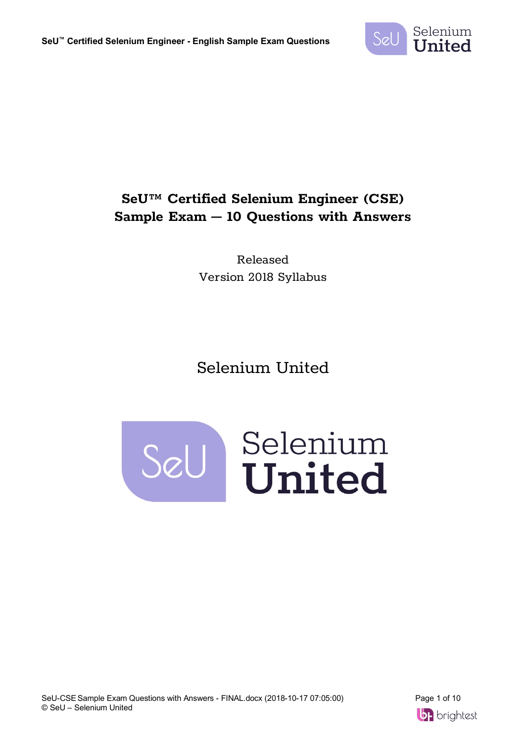# SeU™ Certified Selenium Engineer (CSE)
# Sample Exam — 10 Questions with Answers

Released

Version 2018 Syllabus

Selenium United

Selenium United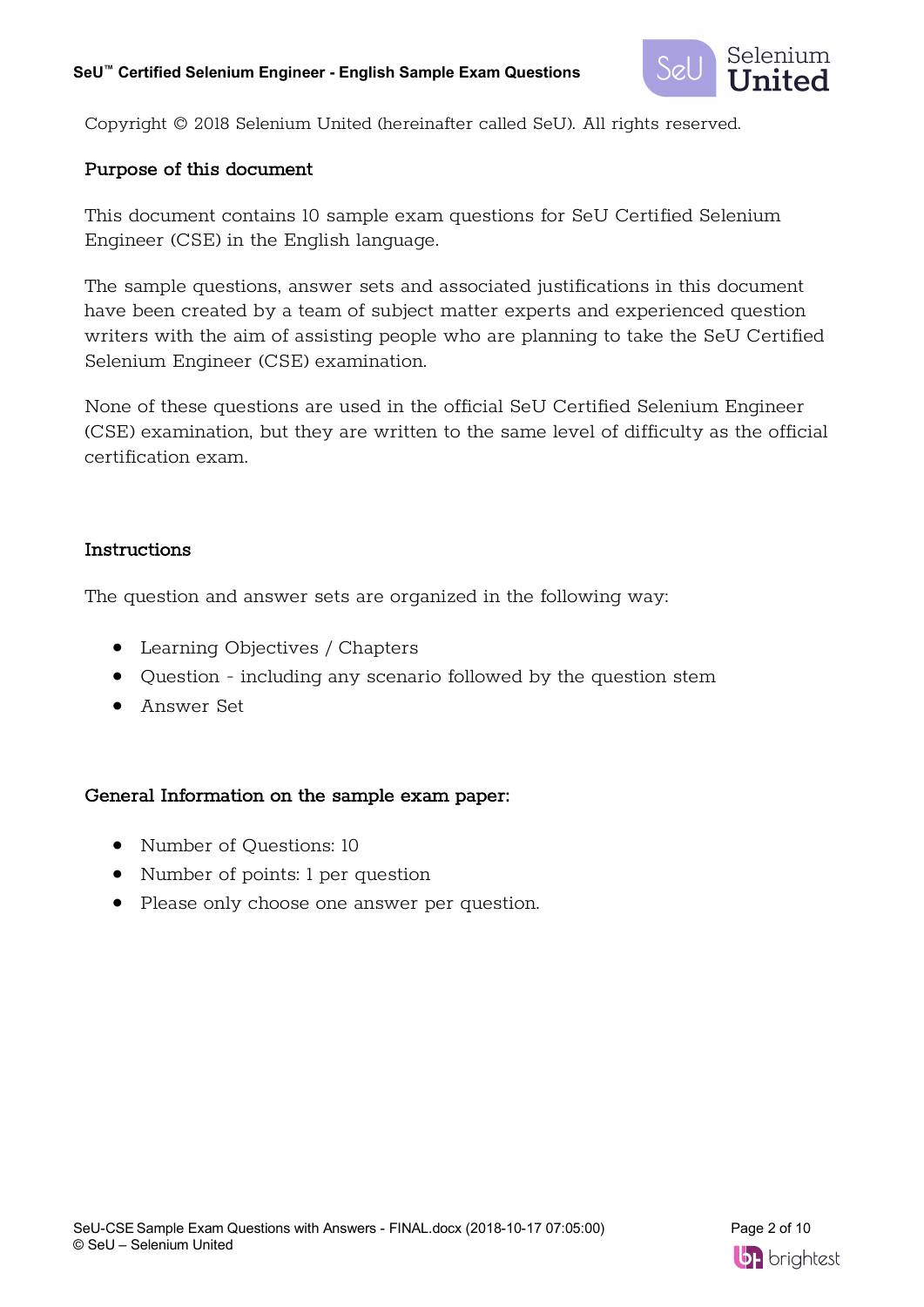Copyright © 2018 Selenium United (hereinafter called SeU). All rights reserved.

## Purpose of this document

This document contains 10 sample exam questions for SeU Certified Selenium Engineer (CSE) in the English language.

The sample questions, answer sets and associated justifications in this document have been created by a team of subject matter experts and experienced question writers with the aim of assisting people who are planning to take the SeU Certified Selenium Engineer (CSE) examination.

None of these questions are used in the official SeU Certified Selenium Engineer (CSE) examination, but they are written to the same level of difficulty as the official certification exam.

## Instructions

The question and answer sets are organized in the following way:

- Learning Objectives / Chapters
- Question - including any scenario followed by the question stem
- Answer Set

## General Information on the sample exam paper:

- Number of Questions: 10
- Number of points: 1 per question
- Please only choose one answer per question.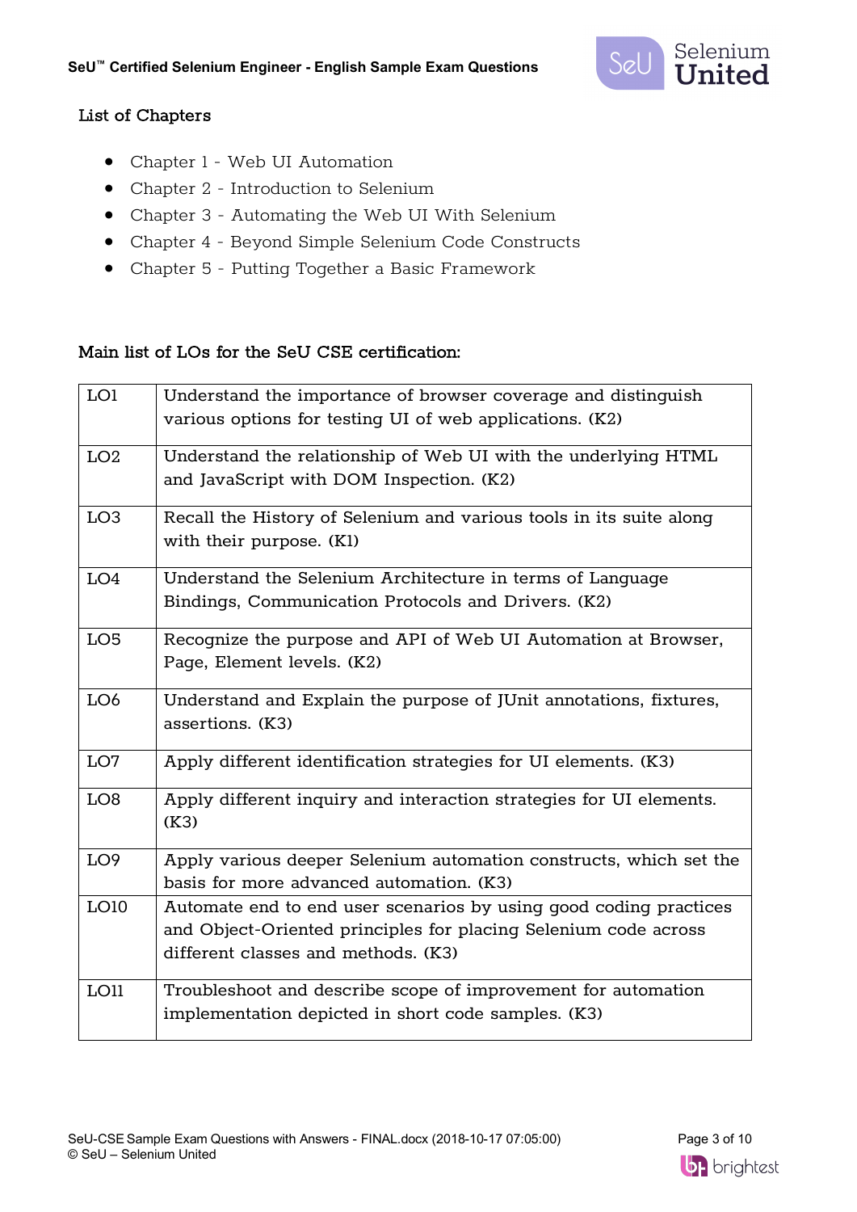## List of Chapters

- Chapter 1 - Web UI Automation
- Chapter 2 - Introduction to Selenium
- Chapter 3 - Automating the Web UI With Selenium
- Chapter 4 - Beyond Simple Selenium Code Constructs
- Chapter 5 - Putting Together a Basic Framework

## Main list of LOs for the SeU CSE certification:

| | |
|---|---|
| LO1 | Understand the importance of browser coverage and distinguish various options for testing UI of web applications. (K2) |
| LO2 | Understand the relationship of Web UI with the underlying HTML and JavaScript with DOM Inspection. (K2) |
| LO3 | Recall the History of Selenium and various tools in its suite along with their purpose. (K1) |
| LO4 | Understand the Selenium Architecture in terms of Language Bindings, Communication Protocols and Drivers. (K2) |
| LO5 | Recognize the purpose and API of Web UI Automation at Browser, Page, Element levels. (K2) |
| LO6 | Understand and Explain the purpose of JUnit annotations, fixtures, assertions. (K3) |
| LO7 | Apply different identification strategies for UI elements. (K3) |
| LO8 | Apply different inquiry and interaction strategies for UI elements. (K3) |
| LO9 | Apply various deeper Selenium automation constructs, which set the basis for more advanced automation. (K3) |
| LO10 | Automate end to end user scenarios by using good coding practices and Object-Oriented principles for placing Selenium code across different classes and methods. (K3) |
| LO11 | Troubleshoot and describe scope of improvement for automation implementation depicted in short code samples. (K3) |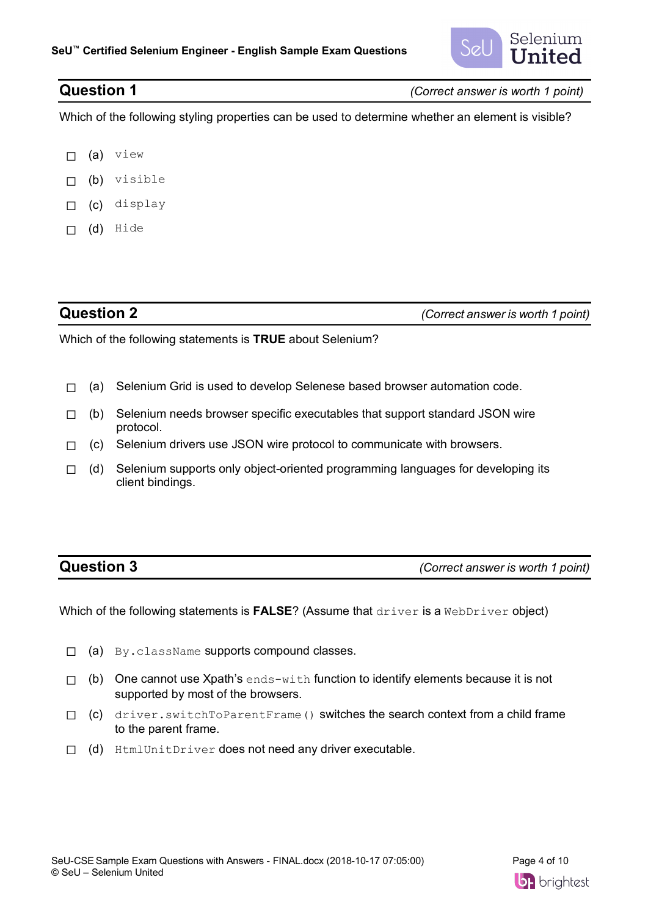## Question 1

*(Correct answer is worth 1 point)*

Which of the following styling properties can be used to determine whether an element is visible?

- ☐ (a) `view`
- ☐ (b) `visible`
- ☐ (c) `display`
- ☐ (d) `Hide`

## Question 2

*(Correct answer is worth 1 point)*

Which of the following statements is **TRUE** about Selenium?

- ☐ (a) Selenium Grid is used to develop Selenese based browser automation code.
- ☐ (b) Selenium needs browser specific executables that support standard JSON wire protocol.
- ☐ (c) Selenium drivers use JSON wire protocol to communicate with browsers.
- ☐ (d) Selenium supports only object-oriented programming languages for developing its client bindings.

## Question 3

*(Correct answer is worth 1 point)*

Which of the following statements is **FALSE**? (Assume that `driver` is a `WebDriver` object)

- ☐ (a) `By.className` supports compound classes.
- ☐ (b) One cannot use Xpath's `ends-with` function to identify elements because it is not supported by most of the browsers.
- ☐ (c) `driver.switchToParentFrame()` switches the search context from a child frame to the parent frame.
- ☐ (d) `HtmlUnitDriver` does not need any driver executable.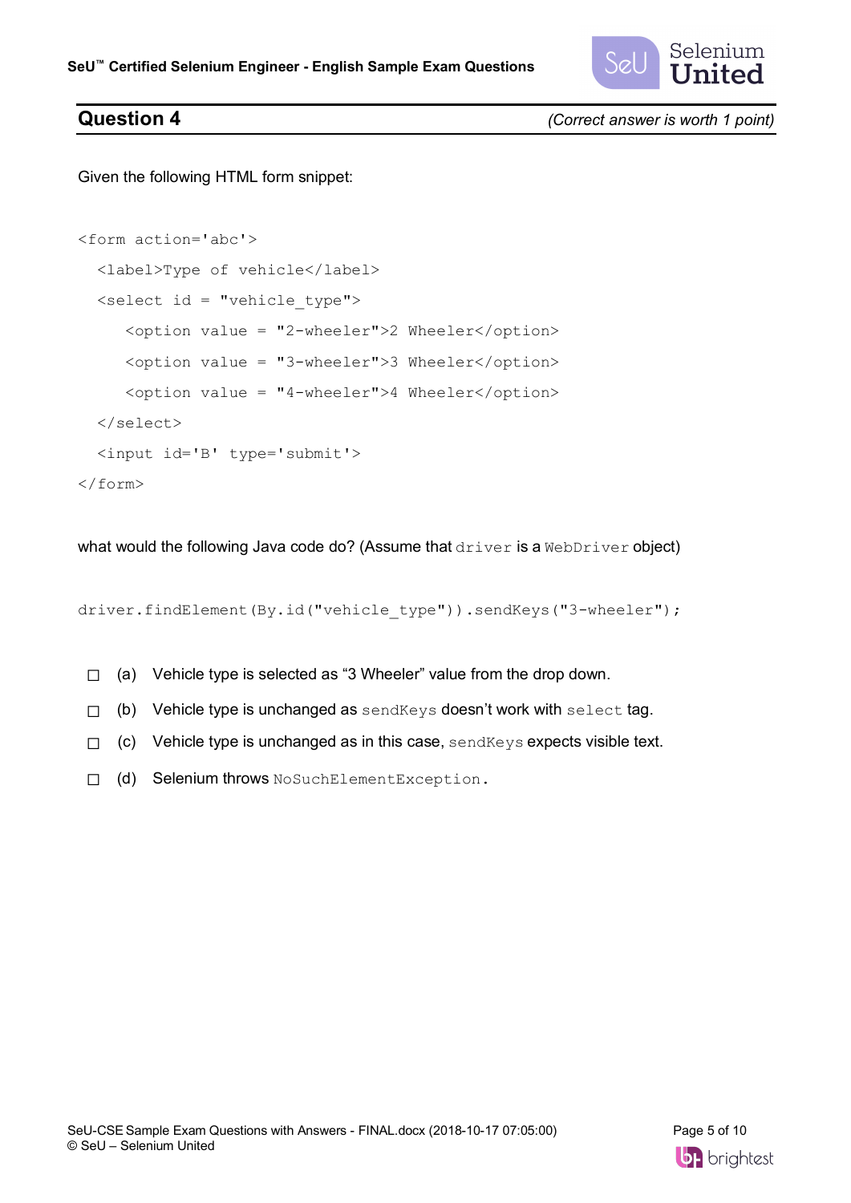## Question 4

*(Correct answer is worth 1 point)*

Given the following HTML form snippet:

```
<form action='abc'>
  <label>Type of vehicle</label>
  <select id = "vehicle_type">
     <option value = "2-wheeler">2 Wheeler</option>
     <option value = "3-wheeler">3 Wheeler</option>
     <option value = "4-wheeler">4 Wheeler</option>
  </select>
  <input id='B' type='submit'>
</form>
```

what would the following Java code do? (Assume that `driver` is a `WebDriver` object)

```
driver.findElement(By.id("vehicle_type")).sendKeys("3-wheeler");
```

- ☐ (a) Vehicle type is selected as "3 Wheeler" value from the drop down.
- ☐ (b) Vehicle type is unchanged as `sendKeys` doesn't work with `select` tag.
- ☐ (c) Vehicle type is unchanged as in this case, `sendKeys` expects visible text.
- ☐ (d) Selenium throws `NoSuchElementException`.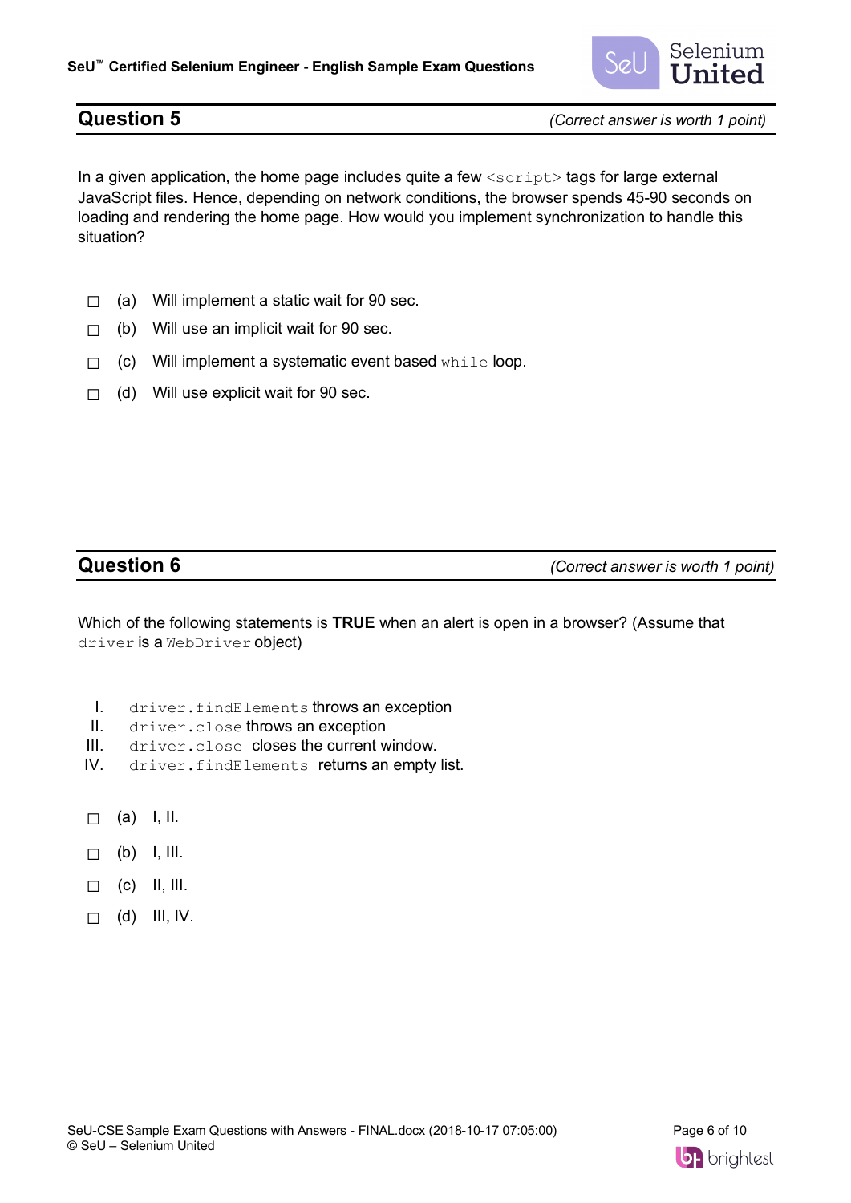## Question 5

*(Correct answer is worth 1 point)*

In a given application, the home page includes quite a few `<script>` tags for large external JavaScript files. Hence, depending on network conditions, the browser spends 45-90 seconds on loading and rendering the home page. How would you implement synchronization to handle this situation?

- ☐ (a) Will implement a static wait for 90 sec.
- ☐ (b) Will use an implicit wait for 90 sec.
- ☐ (c) Will implement a systematic event based `while` loop.
- ☐ (d) Will use explicit wait for 90 sec.

## Question 6

*(Correct answer is worth 1 point)*

Which of the following statements is **TRUE** when an alert is open in a browser? (Assume that `driver` is a `WebDriver` object)

I. `driver.findElements` throws an exception
II. `driver.close` throws an exception
III. `driver.close` closes the current window.
IV. `driver.findElements` returns an empty list.

- ☐ (a) I, II.
- ☐ (b) I, III.
- ☐ (c) II, III.
- ☐ (d) III, IV.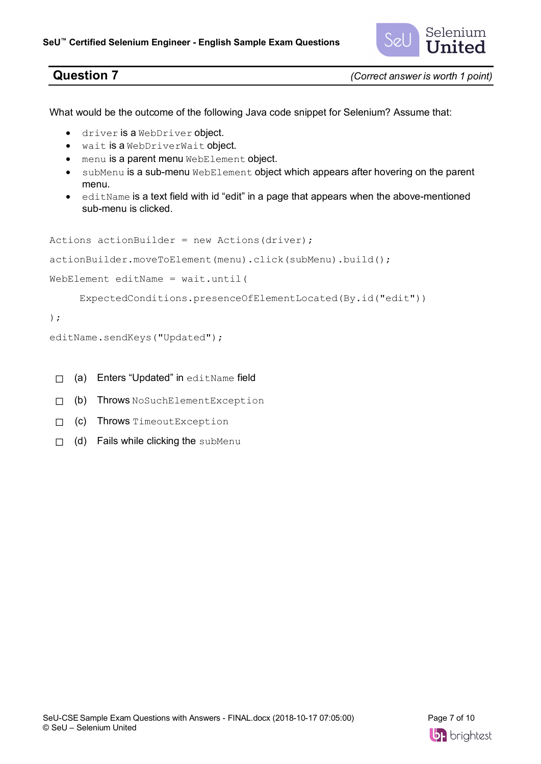## Question 7

*(Correct answer is worth 1 point)*

What would be the outcome of the following Java code snippet for Selenium? Assume that:

- `driver` is a `WebDriver` object.
- `wait` is a `WebDriverWait` object.
- `menu` is a parent menu `WebElement` object.
- `subMenu` is a sub-menu `WebElement` object which appears after hovering on the parent menu.
- `editName` is a text field with id "edit" in a page that appears when the above-mentioned sub-menu is clicked.

```
Actions actionBuilder = new Actions(driver);
actionBuilder.moveToElement(menu).click(subMenu).build();
WebElement editName = wait.until(
     ExpectedConditions.presenceOfElementLocated(By.id("edit"))
);
editName.sendKeys("Updated");
```

- ☐ (a) Enters "Updated" in `editName` field
- ☐ (b) Throws `NoSuchElementException`
- ☐ (c) Throws `TimeoutException`
- ☐ (d) Fails while clicking the `subMenu`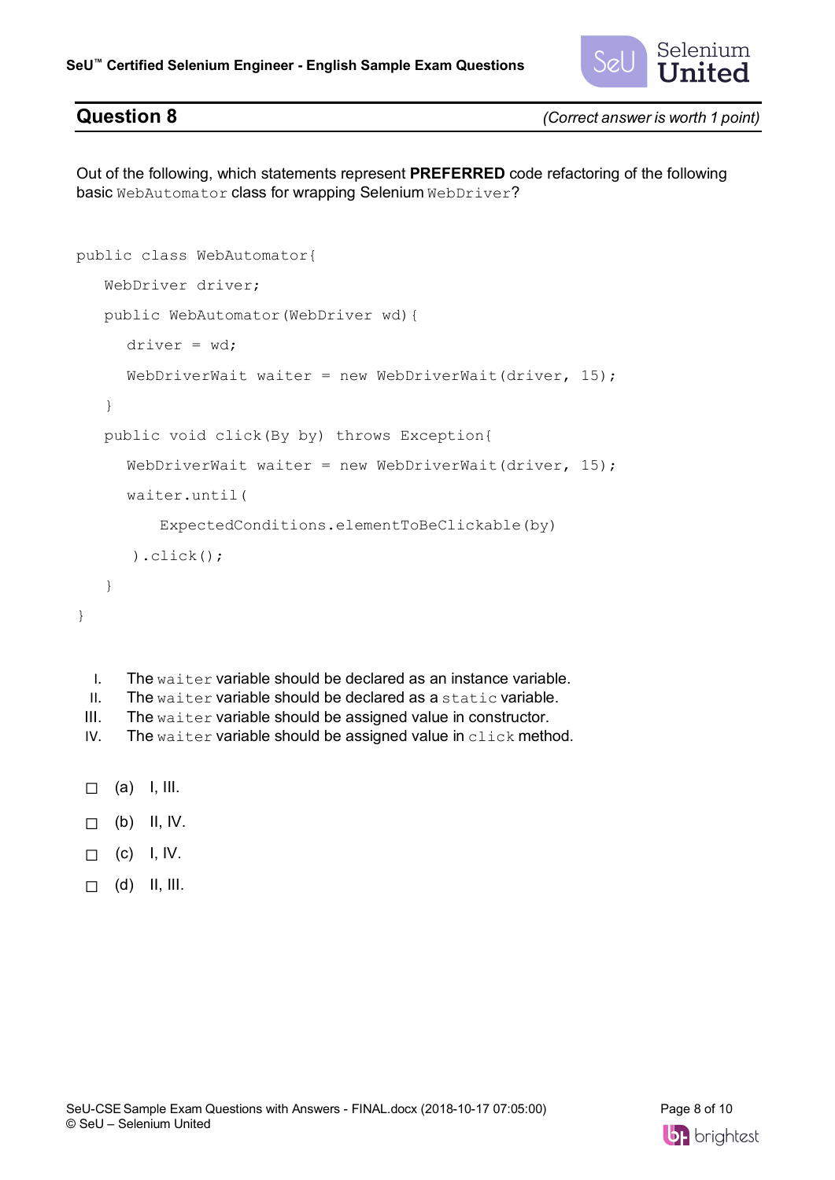## Question 8

*(Correct answer is worth 1 point)*

Out of the following, which statements represent **PREFERRED** code refactoring of the following basic `WebAutomator` class for wrapping Selenium `WebDriver`?

```
public class WebAutomator{
    WebDriver driver;
    public WebAutomator(WebDriver wd){
        driver = wd;
        WebDriverWait waiter = new WebDriverWait(driver, 15);
    }
    public void click(By by) throws Exception{
        WebDriverWait waiter = new WebDriverWait(driver, 15);
        waiter.until(
            ExpectedConditions.elementToBeClickable(by)
        ).click();
    }
}
```

I. The `waiter` variable should be declared as an instance variable.
II. The `waiter` variable should be declared as a `static` variable.
III. The `waiter` variable should be assigned value in constructor.
IV. The `waiter` variable should be assigned value in `click` method.

- ☐ (a) I, III.
- ☐ (b) II, IV.
- ☐ (c) I, IV.
- ☐ (d) II, III.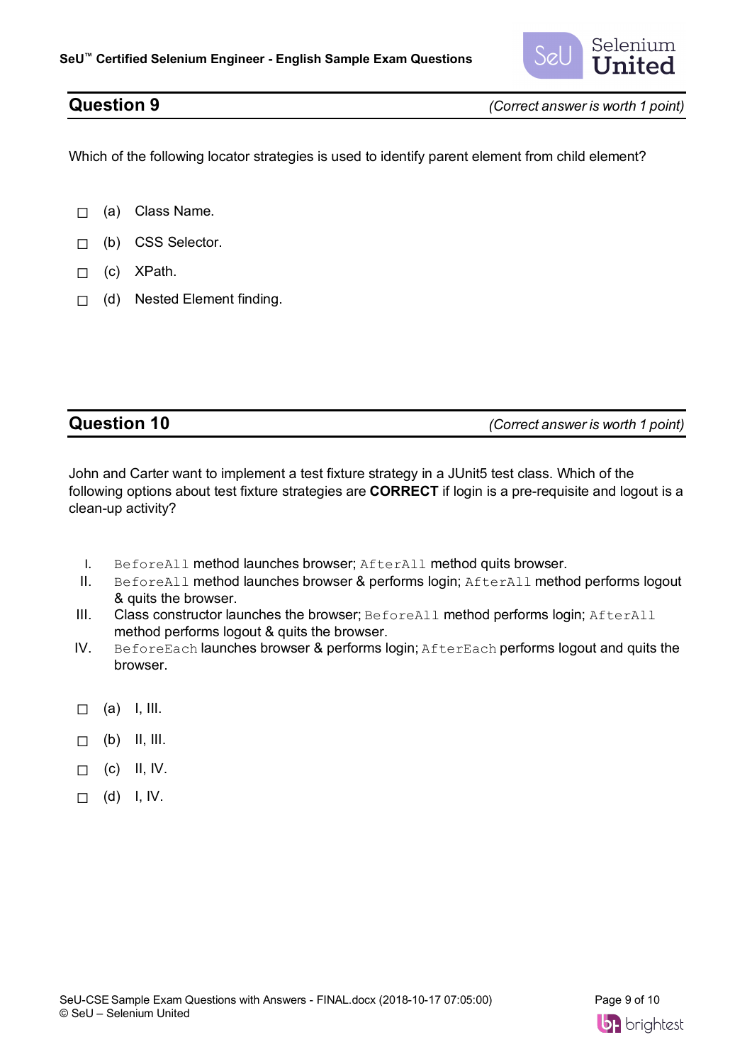## Question 9

*(Correct answer is worth 1 point)*

Which of the following locator strategies is used to identify parent element from child element?

- ☐ (a) Class Name.
- ☐ (b) CSS Selector.
- ☐ (c) XPath.
- ☐ (d) Nested Element finding.

## Question 10

*(Correct answer is worth 1 point)*

John and Carter want to implement a test fixture strategy in a JUnit5 test class. Which of the following options about test fixture strategies are **CORRECT** if login is a pre-requisite and logout is a clean-up activity?

I. `BeforeAll` method launches browser; `AfterAll` method quits browser.
II. `BeforeAll` method launches browser & performs login; `AfterAll` method performs logout & quits the browser.
III. Class constructor launches the browser; `BeforeAll` method performs login; `AfterAll` method performs logout & quits the browser.
IV. `BeforeEach` launches browser & performs login; `AfterEach` performs logout and quits the browser.

- ☐ (a) I, III.
- ☐ (b) II, III.
- ☐ (c) II, IV.
- ☐ (d) I, IV.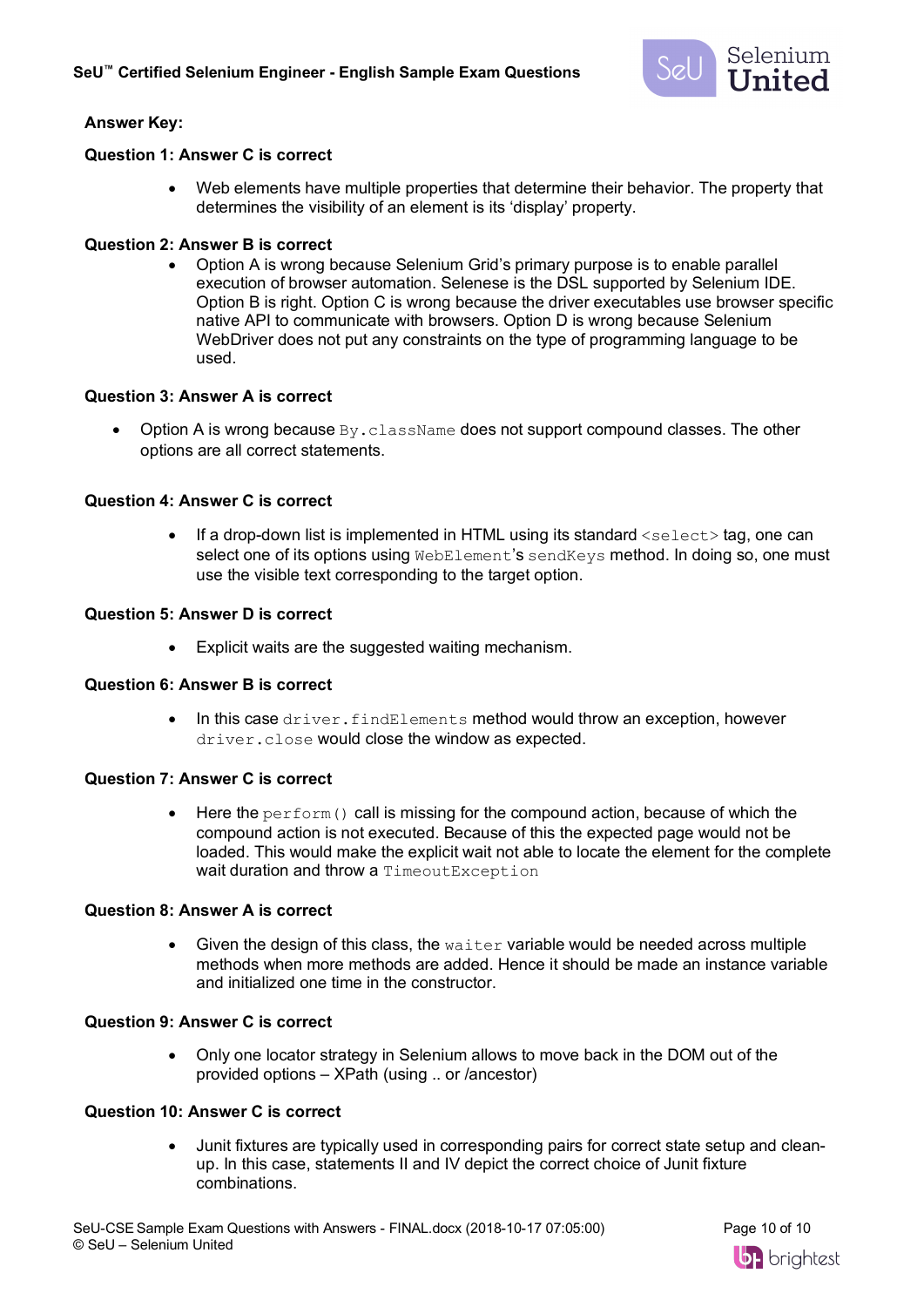**Answer Key:**

**Question 1: Answer C is correct**

- Web elements have multiple properties that determine their behavior. The property that determines the visibility of an element is its ‘display’ property.

**Question 2: Answer B is correct**

- Option A is wrong because Selenium Grid’s primary purpose is to enable parallel execution of browser automation. Selenese is the DSL supported by Selenium IDE. Option B is right. Option C is wrong because the driver executables use browser specific native API to communicate with browsers. Option D is wrong because Selenium WebDriver does not put any constraints on the type of programming language to be used.

**Question 3: Answer A is correct**

- Option A is wrong because `By.className` does not support compound classes. The other options are all correct statements.

**Question 4: Answer C is correct**

- If a drop-down list is implemented in HTML using its standard `<select>` tag, one can select one of its options using `WebElement`’s `sendKeys` method. In doing so, one must use the visible text corresponding to the target option.

**Question 5: Answer D is correct**

- Explicit waits are the suggested waiting mechanism.

**Question 6: Answer B is correct**

- In this case `driver.findElements` method would throw an exception, however `driver.close` would close the window as expected.

**Question 7: Answer C is correct**

- Here the `perform()` call is missing for the compound action, because of which the compound action is not executed. Because of this the expected page would not be loaded. This would make the explicit wait not able to locate the element for the complete wait duration and throw a `TimeoutException`

**Question 8: Answer A is correct**

- Given the design of this class, the `waiter` variable would be needed across multiple methods when more methods are added. Hence it should be made an instance variable and initialized one time in the constructor.

**Question 9: Answer C is correct**

- Only one locator strategy in Selenium allows to move back in the DOM out of the provided options – XPath (using .. or /ancestor)

**Question 10: Answer C is correct**

- Junit fixtures are typically used in corresponding pairs for correct state setup and clean-up. In this case, statements II and IV depict the correct choice of Junit fixture combinations.